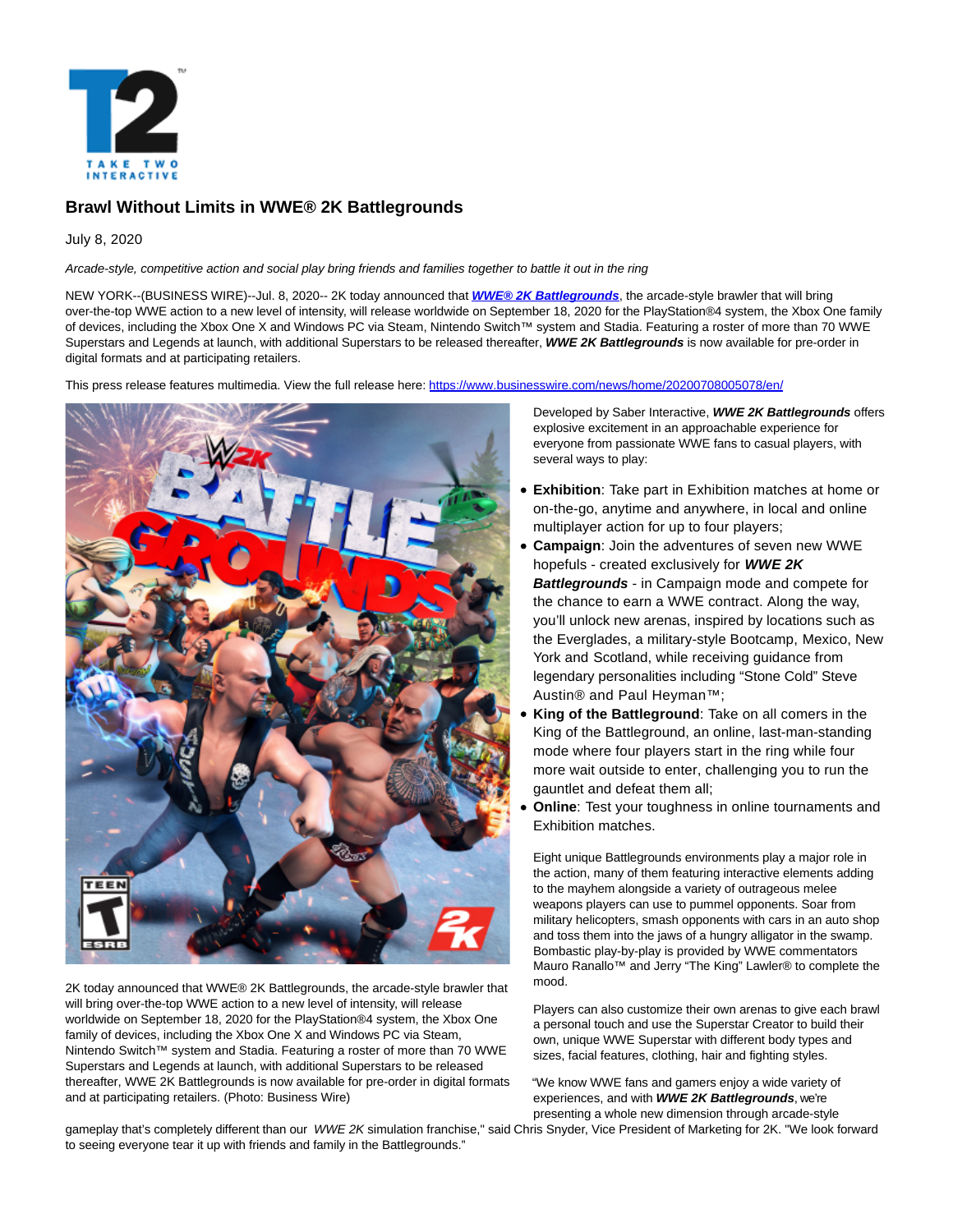# Brawl Without Limits in WWE® 2K Battlegrounds

July 8, 2020

*Arcade-style, competitive action and social play bring friends and families together to battle it out in the ring*

NEW YORK--(BUSINESS WIRE)--Jul. 8, 2020-- 2K today announced that [***WWE® 2K Battlegrounds***](), the arcade-style brawler that will bring over-the-top WWE action to a new level of intensity, will release worldwide on September 18, 2020 for the PlayStation®4 system, the Xbox One family of devices, including the Xbox One X and Windows PC via Steam, Nintendo Switch™ system and Stadia. Featuring a roster of more than 70 WWE Superstars and Legends at launch, with additional Superstars to be released thereafter, ***WWE 2K Battlegrounds*** is now available for pre-order in digital formats and at participating retailers.

This press release features multimedia. View the full release here: [https://www.businesswire.com/news/home/20200708005078/en/](https://www.businesswire.com/news/home/20200708005078/en/)

2K today announced that WWE® 2K Battlegrounds, the arcade-style brawler that will bring over-the-top WWE action to a new level of intensity, will release worldwide on September 18, 2020 for the PlayStation®4 system, the Xbox One family of devices, including the Xbox One X and Windows PC via Steam, Nintendo Switch™ system and Stadia. Featuring a roster of more than 70 WWE Superstars and Legends at launch, with additional Superstars to be released thereafter, WWE 2K Battlegrounds is now available for pre-order in digital formats and at participating retailers. (Photo: Business Wire)

Developed by Saber Interactive, ***WWE 2K Battlegrounds*** offers explosive excitement in an approachable experience for everyone from passionate WWE fans to casual players, with several ways to play:

- **Exhibition**: Take part in Exhibition matches at home or on-the-go, anytime and anywhere, in local and online multiplayer action for up to four players;
- **Campaign**: Join the adventures of seven new WWE hopefuls - created exclusively for ***WWE 2K Battlegrounds*** - in Campaign mode and compete for the chance to earn a WWE contract. Along the way, you'll unlock new arenas, inspired by locations such as the Everglades, a military-style Bootcamp, Mexico, New York and Scotland, while receiving guidance from legendary personalities including "Stone Cold" Steve Austin® and Paul Heyman™;
- **King of the Battleground**: Take on all comers in the King of the Battleground, an online, last-man-standing mode where four players start in the ring while four more wait outside to enter, challenging you to run the gauntlet and defeat them all;
- **Online**: Test your toughness in online tournaments and Exhibition matches.

Eight unique Battlegrounds environments play a major role in the action, many of them featuring interactive elements adding to the mayhem alongside a variety of outrageous melee weapons players can use to pummel opponents. Soar from military helicopters, smash opponents with cars in an auto shop and toss them into the jaws of a hungry alligator in the swamp. Bombastic play-by-play is provided by WWE commentators Mauro Ranallo™ and Jerry "The King" Lawler® to complete the mood.

Players can also customize their own arenas to give each brawl a personal touch and use the Superstar Creator to build their own, unique WWE Superstar with different body types and sizes, facial features, clothing, hair and fighting styles.

"We know WWE fans and gamers enjoy a wide variety of experiences, and with ***WWE 2K Battlegrounds***, we're presenting a whole new dimension through arcade-style gameplay that's completely different than our *WWE 2K* simulation franchise," said Chris Snyder, Vice President of Marketing for 2K. "We look forward to seeing everyone tear it up with friends and family in the Battlegrounds."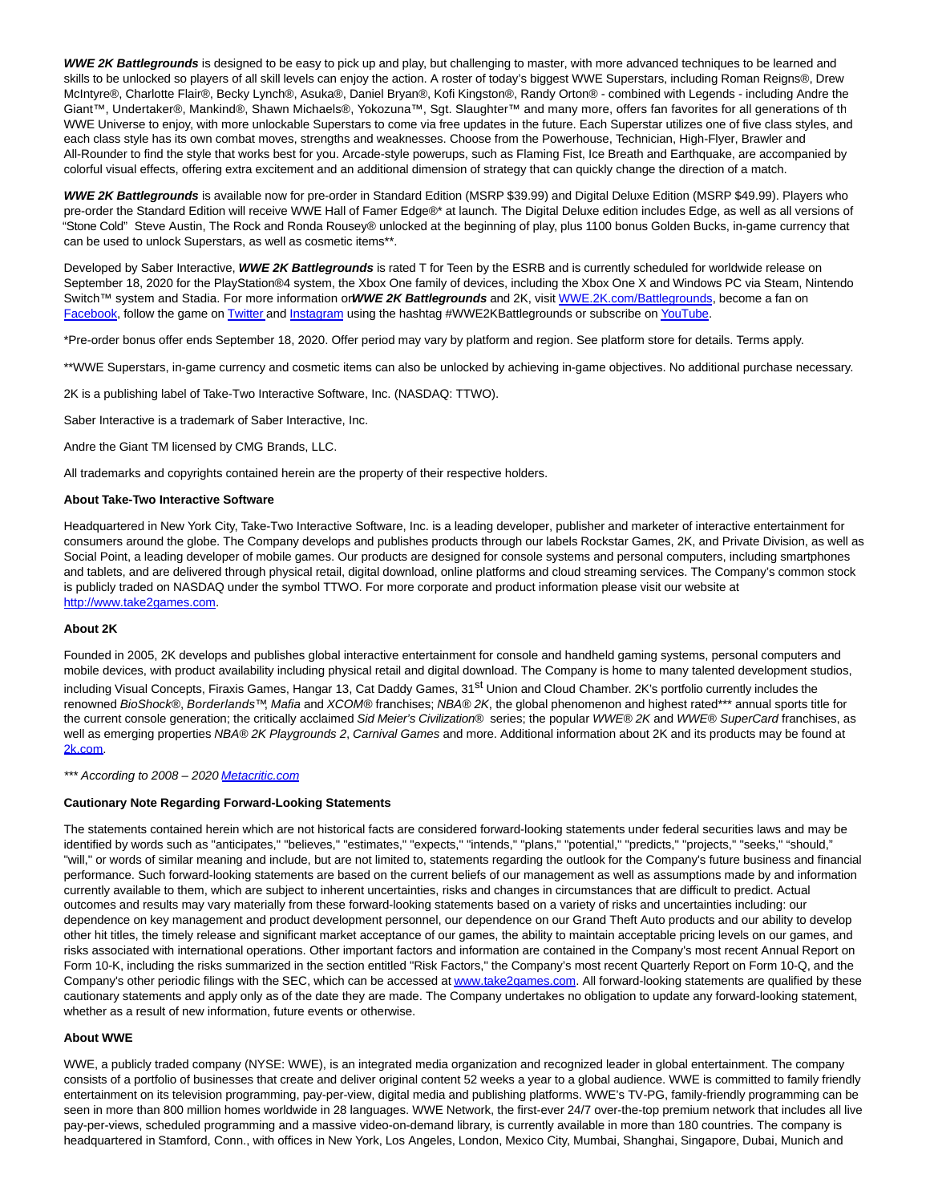***WWE 2K Battlegrounds*** is designed to be easy to pick up and play, but challenging to master, with more advanced techniques to be learned and skills to be unlocked so players of all skill levels can enjoy the action. A roster of today's biggest WWE Superstars, including Roman Reigns®, Drew McIntyre®, Charlotte Flair®, Becky Lynch®, Asuka®, Daniel Bryan®, Kofi Kingston®, Randy Orton® - combined with Legends - including Andre the Giant™, Undertaker®, Mankind®, Shawn Michaels®, Yokozuna™, Sgt. Slaughter™ and many more, offers fan favorites for all generations of th WWE Universe to enjoy, with more unlockable Superstars to come via free updates in the future. Each Superstar utilizes one of five class styles, and each class style has its own combat moves, strengths and weaknesses. Choose from the Powerhouse, Technician, High-Flyer, Brawler and All-Rounder to find the style that works best for you. Arcade-style powerups, such as Flaming Fist, Ice Breath and Earthquake, are accompanied by colorful visual effects, offering extra excitement and an additional dimension of strategy that can quickly change the direction of a match.

***WWE 2K Battlegrounds*** is available now for pre-order in Standard Edition (MSRP $39.99) and Digital Deluxe Edition (MSRP $49.99). Players who pre-order the Standard Edition will receive WWE Hall of Famer Edge®* at launch. The Digital Deluxe edition includes Edge, as well as all versions of "Stone Cold" Steve Austin, The Rock and Ronda Rousey® unlocked at the beginning of play, plus 1100 bonus Golden Bucks, in-game currency that can be used to unlock Superstars, as well as cosmetic items**.

Developed by Saber Interactive, ***WWE 2K Battlegrounds*** is rated T for Teen by the ESRB and is currently scheduled for worldwide release on September 18, 2020 for the PlayStation®4 system, the Xbox One family of devices, including the Xbox One X and Windows PC via Steam, Nintendo Switch™ system and Stadia. For more information on ***WWE 2K Battlegrounds*** and 2K, visit [WWE.2K.com/Battlegrounds](WWE.2K.com/Battlegrounds), become a fan on [Facebook](), follow the game on [Twitter]() and [Instagram]() using the hashtag #WWE2KBattlegrounds or subscribe on [YouTube]().

*Pre-order bonus offer ends September 18, 2020. Offer period may vary by platform and region. See platform store for details. Terms apply.

**WWE Superstars, in-game currency and cosmetic items can also be unlocked by achieving in-game objectives. No additional purchase necessary.

2K is a publishing label of Take-Two Interactive Software, Inc. (NASDAQ: TTWO).

Saber Interactive is a trademark of Saber Interactive, Inc.

Andre the Giant TM licensed by CMG Brands, LLC.

All trademarks and copyrights contained herein are the property of their respective holders.

**About Take-Two Interactive Software**

Headquartered in New York City, Take-Two Interactive Software, Inc. is a leading developer, publisher and marketer of interactive entertainment for consumers around the globe. The Company develops and publishes products through our labels Rockstar Games, 2K, and Private Division, as well as Social Point, a leading developer of mobile games. Our products are designed for console systems and personal computers, including smartphones and tablets, and are delivered through physical retail, digital download, online platforms and cloud streaming services. The Company's common stock is publicly traded on NASDAQ under the symbol TTWO. For more corporate and product information please visit our website at <http://www.take2games.com>.

**About 2K**

Founded in 2005, 2K develops and publishes global interactive entertainment for console and handheld gaming systems, personal computers and mobile devices, with product availability including physical retail and digital download. The Company is home to many talented development studios, including Visual Concepts, Firaxis Games, Hangar 13, Cat Daddy Games, 31st Union and Cloud Chamber. 2K's portfolio currently includes the renowned *BioShock*®, *Borderlands*™, *Mafia* and *XCOM*® franchises; *NBA® 2K*, the global phenomenon and highest rated*** annual sports title for the current console generation; the critically acclaimed *Sid Meier's Civilization*® series; the popular *WWE® 2K* and *WWE® SuperCard* franchises, as well as emerging properties *NBA® 2K Playgrounds 2*, *Carnival Games* and more. Additional information about 2K and its products may be found at [2k.com](2k.com).

*\*\*\* According to 2008 – 2020 [Metacritic.com](Metacritic.com)*

**Cautionary Note Regarding Forward-Looking Statements**

The statements contained herein which are not historical facts are considered forward-looking statements under federal securities laws and may be identified by words such as "anticipates," "believes," "estimates," "expects," "intends," "plans," "potential," "predicts," "projects," "seeks," "should," "will," or words of similar meaning and include, but are not limited to, statements regarding the outlook for the Company's future business and financial performance. Such forward-looking statements are based on the current beliefs of our management as well as assumptions made by and information currently available to them, which are subject to inherent uncertainties, risks and changes in circumstances that are difficult to predict. Actual outcomes and results may vary materially from these forward-looking statements based on a variety of risks and uncertainties including: our dependence on key management and product development personnel, our dependence on our Grand Theft Auto products and our ability to develop other hit titles, the timely release and significant market acceptance of our games, the ability to maintain acceptable pricing levels on our games, and risks associated with international operations. Other important factors and information are contained in the Company's most recent Annual Report on Form 10-K, including the risks summarized in the section entitled "Risk Factors," the Company's most recent Quarterly Report on Form 10-Q, and the Company's other periodic filings with the SEC, which can be accessed at [www.take2games.com](www.take2games.com). All forward-looking statements are qualified by these cautionary statements and apply only as of the date they are made. The Company undertakes no obligation to update any forward-looking statement, whether as a result of new information, future events or otherwise.

**About WWE**

WWE, a publicly traded company (NYSE: WWE), is an integrated media organization and recognized leader in global entertainment. The company consists of a portfolio of businesses that create and deliver original content 52 weeks a year to a global audience. WWE is committed to family friendly entertainment on its television programming, pay-per-view, digital media and publishing platforms. WWE's TV-PG, family-friendly programming can be seen in more than 800 million homes worldwide in 28 languages. WWE Network, the first-ever 24/7 over-the-top premium network that includes all live pay-per-views, scheduled programming and a massive video-on-demand library, is currently available in more than 180 countries. The company is headquartered in Stamford, Conn., with offices in New York, Los Angeles, London, Mexico City, Mumbai, Shanghai, Singapore, Dubai, Munich and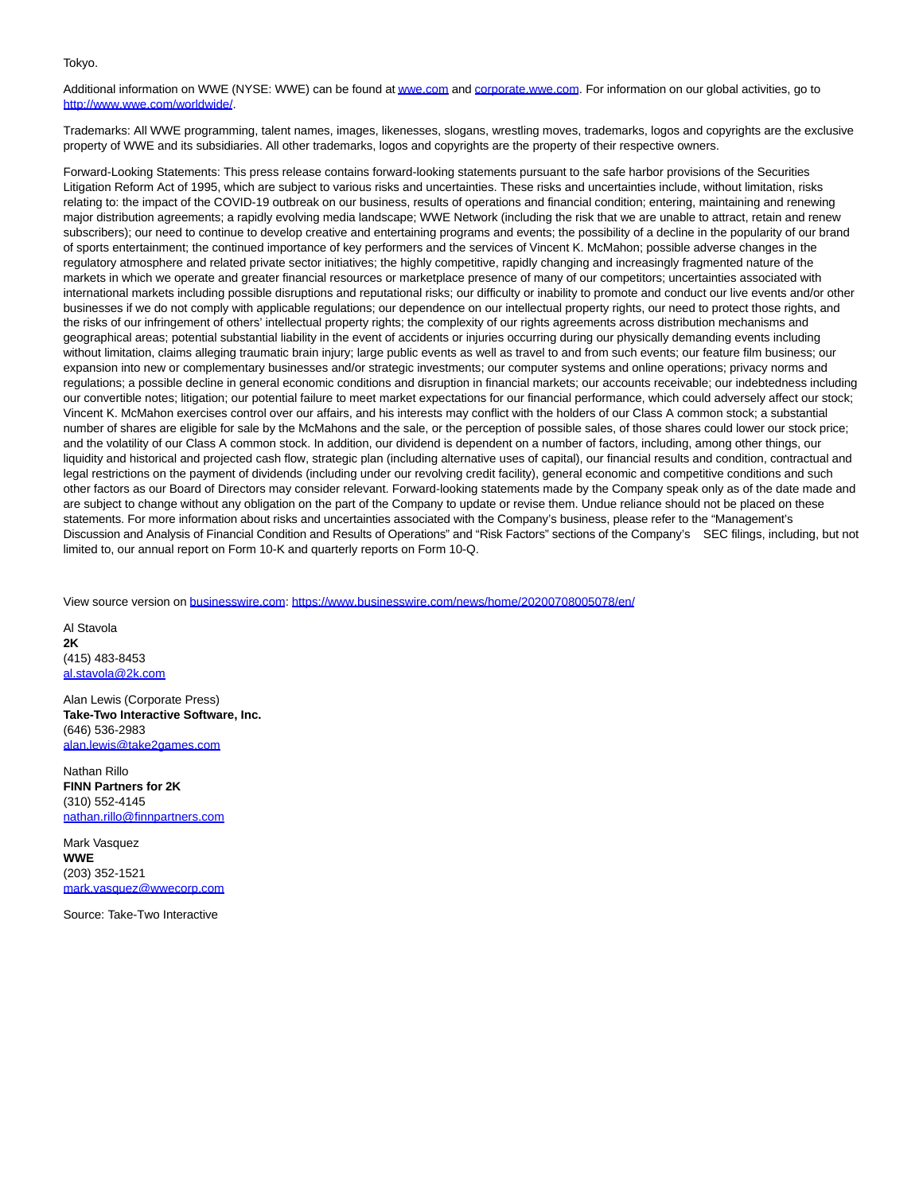Tokyo.

Additional information on WWE (NYSE: WWE) can be found at [wwe.com](wwe.com) and [corporate.wwe.com](corporate.wwe.com). For information on our global activities, go to [http://www.wwe.com/worldwide/](http://www.wwe.com/worldwide/).

Trademarks: All WWE programming, talent names, images, likenesses, slogans, wrestling moves, trademarks, logos and copyrights are the exclusive property of WWE and its subsidiaries. All other trademarks, logos and copyrights are the property of their respective owners.

Forward-Looking Statements: This press release contains forward-looking statements pursuant to the safe harbor provisions of the Securities Litigation Reform Act of 1995, which are subject to various risks and uncertainties. These risks and uncertainties include, without limitation, risks relating to: the impact of the COVID-19 outbreak on our business, results of operations and financial condition; entering, maintaining and renewing major distribution agreements; a rapidly evolving media landscape; WWE Network (including the risk that we are unable to attract, retain and renew subscribers); our need to continue to develop creative and entertaining programs and events; the possibility of a decline in the popularity of our brand of sports entertainment; the continued importance of key performers and the services of Vincent K. McMahon; possible adverse changes in the regulatory atmosphere and related private sector initiatives; the highly competitive, rapidly changing and increasingly fragmented nature of the markets in which we operate and greater financial resources or marketplace presence of many of our competitors; uncertainties associated with international markets including possible disruptions and reputational risks; our difficulty or inability to promote and conduct our live events and/or other businesses if we do not comply with applicable regulations; our dependence on our intellectual property rights, our need to protect those rights, and the risks of our infringement of others' intellectual property rights; the complexity of our rights agreements across distribution mechanisms and geographical areas; potential substantial liability in the event of accidents or injuries occurring during our physically demanding events including without limitation, claims alleging traumatic brain injury; large public events as well as travel to and from such events; our feature film business; our expansion into new or complementary businesses and/or strategic investments; our computer systems and online operations; privacy norms and regulations; a possible decline in general economic conditions and disruption in financial markets; our accounts receivable; our indebtedness including our convertible notes; litigation; our potential failure to meet market expectations for our financial performance, which could adversely affect our stock; Vincent K. McMahon exercises control over our affairs, and his interests may conflict with the holders of our Class A common stock; a substantial number of shares are eligible for sale by the McMahons and the sale, or the perception of possible sales, of those shares could lower our stock price; and the volatility of our Class A common stock. In addition, our dividend is dependent on a number of factors, including, among other things, our liquidity and historical and projected cash flow, strategic plan (including alternative uses of capital), our financial results and condition, contractual and legal restrictions on the payment of dividends (including under our revolving credit facility), general economic and competitive conditions and such other factors as our Board of Directors may consider relevant. Forward-looking statements made by the Company speak only as of the date made and are subject to change without any obligation on the part of the Company to update or revise them. Undue reliance should not be placed on these statements. For more information about risks and uncertainties associated with the Company's business, please refer to the "Management's Discussion and Analysis of Financial Condition and Results of Operations" and "Risk Factors" sections of the Company's SEC filings, including, but not limited to, our annual report on Form 10-K and quarterly reports on Form 10-Q.

View source version on [businesswire.com](businesswire.com): [https://www.businesswire.com/news/home/20200708005078/en/](https://www.businesswire.com/news/home/20200708005078/en/)

Al Stavola
**2K**
(415) 483-8453
[al.stavola@2k.com](mailto:al.stavola@2k.com)

Alan Lewis (Corporate Press)
**Take-Two Interactive Software, Inc.**
(646) 536-2983
[alan.lewis@take2games.com](mailto:alan.lewis@take2games.com)

Nathan Rillo
**FINN Partners for 2K**
(310) 552-4145
[nathan.rillo@finnpartners.com](mailto:nathan.rillo@finnpartners.com)

Mark Vasquez
**WWE**
(203) 352-1521
[mark.vasquez@wwecorp.com](mailto:mark.vasquez@wwecorp.com)

Source: Take-Two Interactive